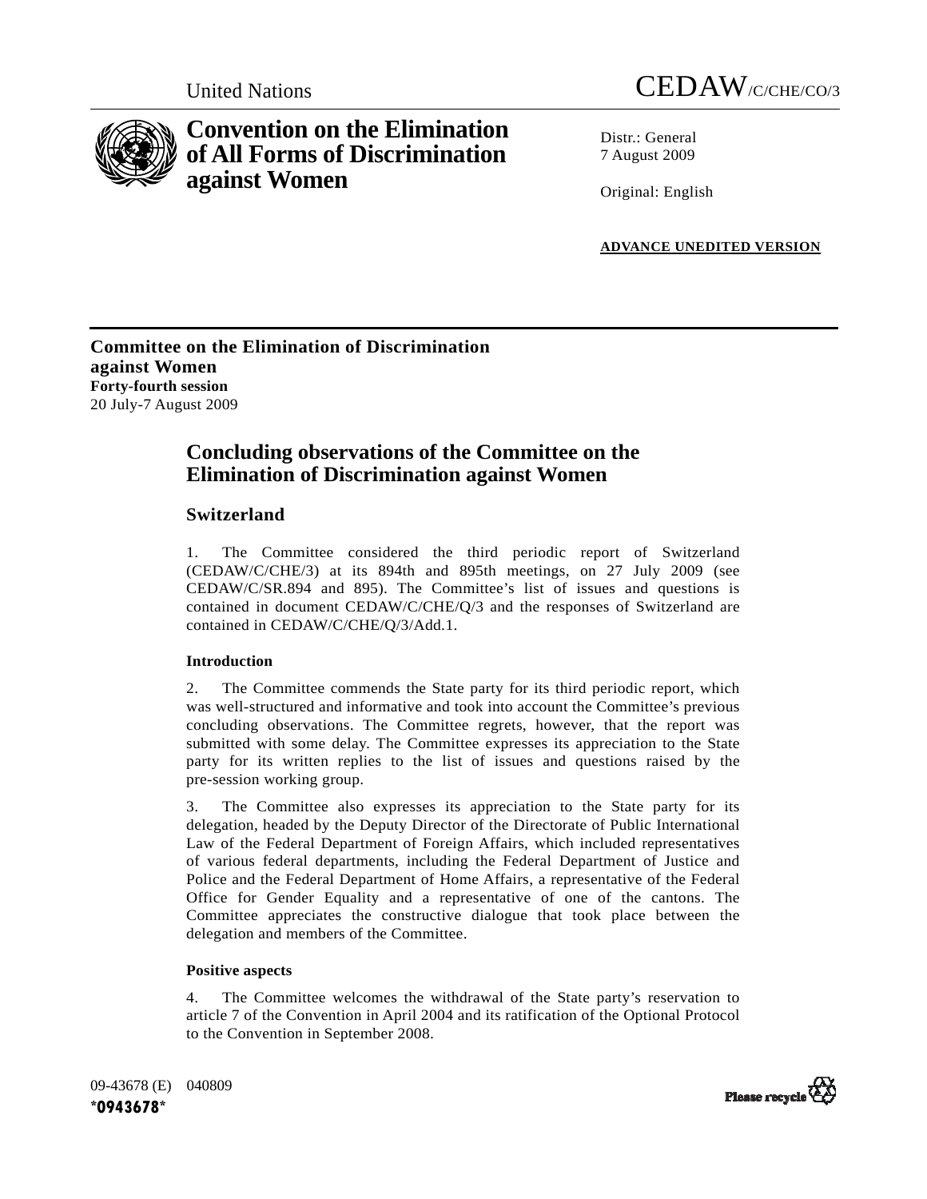United Nations

CEDAW/C/CHE/CO/3

# Convention on the Elimination of All Forms of Discrimination against Women

Distr.: General
7 August 2009

Original: English

**ADVANCE UNEDITED VERSION**

**Committee on the Elimination of Discrimination against Women**
**Forty-fourth session**
20 July-7 August 2009

## Concluding observations of the Committee on the Elimination of Discrimination against Women

## Switzerland

1. The Committee considered the third periodic report of Switzerland (CEDAW/C/CHE/3) at its 894th and 895th meetings, on 27 July 2009 (see CEDAW/C/SR.894 and 895). The Committee's list of issues and questions is contained in document CEDAW/C/CHE/Q/3 and the responses of Switzerland are contained in CEDAW/C/CHE/Q/3/Add.1.

### Introduction

2. The Committee commends the State party for its third periodic report, which was well-structured and informative and took into account the Committee's previous concluding observations. The Committee regrets, however, that the report was submitted with some delay. The Committee expresses its appreciation to the State party for its written replies to the list of issues and questions raised by the pre-session working group.

3. The Committee also expresses its appreciation to the State party for its delegation, headed by the Deputy Director of the Directorate of Public International Law of the Federal Department of Foreign Affairs, which included representatives of various federal departments, including the Federal Department of Justice and Police and the Federal Department of Home Affairs, a representative of the Federal Office for Gender Equality and a representative of one of the cantons. The Committee appreciates the constructive dialogue that took place between the delegation and members of the Committee.

### Positive aspects

4. The Committee welcomes the withdrawal of the State party's reservation to article 7 of the Convention in April 2004 and its ratification of the Optional Protocol to the Convention in September 2008.

09-43678 (E) 040809
*0943678*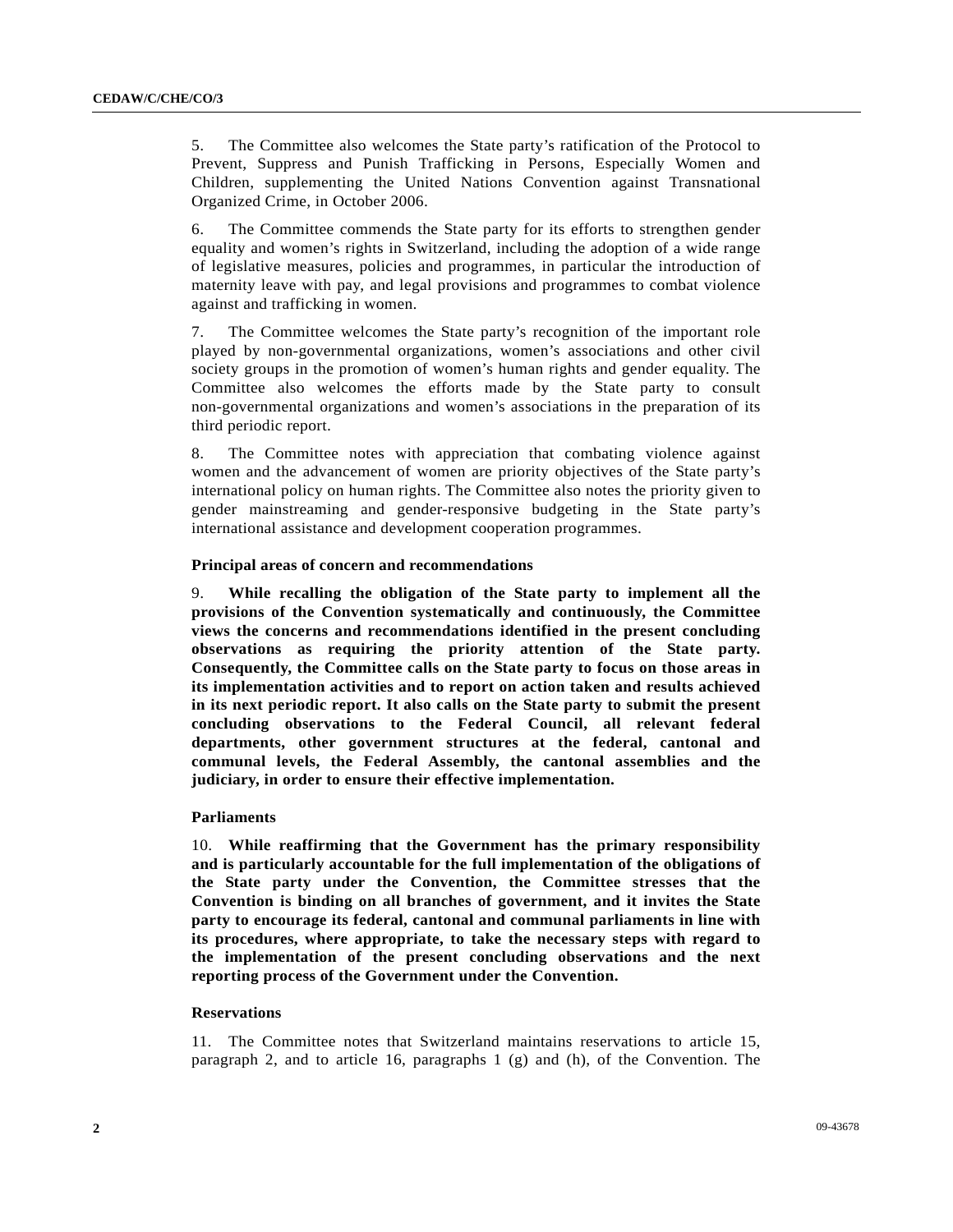5. The Committee also welcomes the State party's ratification of the Protocol to Prevent, Suppress and Punish Trafficking in Persons, Especially Women and Children, supplementing the United Nations Convention against Transnational Organized Crime, in October 2006.

6. The Committee commends the State party for its efforts to strengthen gender equality and women's rights in Switzerland, including the adoption of a wide range of legislative measures, policies and programmes, in particular the introduction of maternity leave with pay, and legal provisions and programmes to combat violence against and trafficking in women.

7. The Committee welcomes the State party's recognition of the important role played by non-governmental organizations, women's associations and other civil society groups in the promotion of women's human rights and gender equality. The Committee also welcomes the efforts made by the State party to consult non-governmental organizations and women's associations in the preparation of its third periodic report.

8. The Committee notes with appreciation that combating violence against women and the advancement of women are priority objectives of the State party's international policy on human rights. The Committee also notes the priority given to gender mainstreaming and gender-responsive budgeting in the State party's international assistance and development cooperation programmes.

### Principal areas of concern and recommendations

9. **While recalling the obligation of the State party to implement all the provisions of the Convention systematically and continuously, the Committee views the concerns and recommendations identified in the present concluding observations as requiring the priority attention of the State party. Consequently, the Committee calls on the State party to focus on those areas in its implementation activities and to report on action taken and results achieved in its next periodic report. It also calls on the State party to submit the present concluding observations to the Federal Council, all relevant federal departments, other government structures at the federal, cantonal and communal levels, the Federal Assembly, the cantonal assemblies and the judiciary, in order to ensure their effective implementation.**

### Parliaments

10. **While reaffirming that the Government has the primary responsibility and is particularly accountable for the full implementation of the obligations of the State party under the Convention, the Committee stresses that the Convention is binding on all branches of government, and it invites the State party to encourage its federal, cantonal and communal parliaments in line with its procedures, where appropriate, to take the necessary steps with regard to the implementation of the present concluding observations and the next reporting process of the Government under the Convention.**

### Reservations

11. The Committee notes that Switzerland maintains reservations to article 15, paragraph 2, and to article 16, paragraphs 1 (g) and (h), of the Convention. The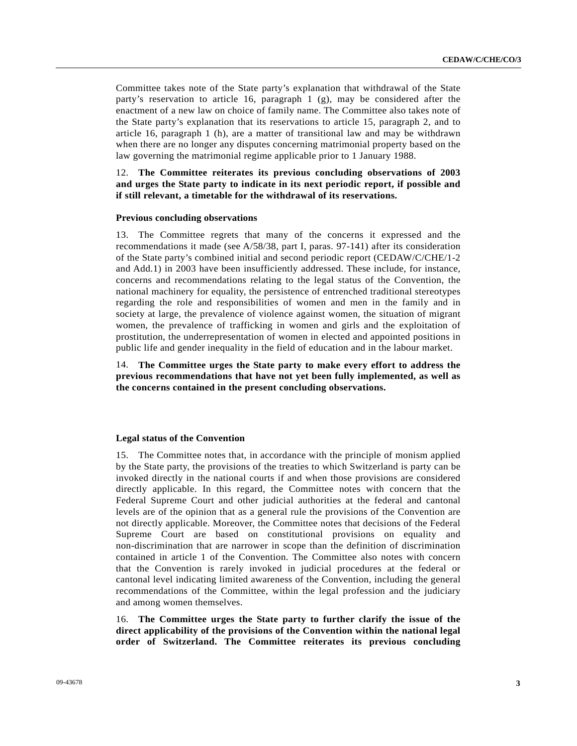Committee takes note of the State party's explanation that withdrawal of the State party's reservation to article 16, paragraph 1 (g), may be considered after the enactment of a new law on choice of family name. The Committee also takes note of the State party's explanation that its reservations to article 15, paragraph 2, and to article 16, paragraph 1 (h), are a matter of transitional law and may be withdrawn when there are no longer any disputes concerning matrimonial property based on the law governing the matrimonial regime applicable prior to 1 January 1988.

12. **The Committee reiterates its previous concluding observations of 2003 and urges the State party to indicate in its next periodic report, if possible and if still relevant, a timetable for the withdrawal of its reservations.**

**Previous concluding observations**

13. The Committee regrets that many of the concerns it expressed and the recommendations it made (see A/58/38, part I, paras. 97-141) after its consideration of the State party's combined initial and second periodic report (CEDAW/C/CHE/1-2 and Add.1) in 2003 have been insufficiently addressed. These include, for instance, concerns and recommendations relating to the legal status of the Convention, the national machinery for equality, the persistence of entrenched traditional stereotypes regarding the role and responsibilities of women and men in the family and in society at large, the prevalence of violence against women, the situation of migrant women, the prevalence of trafficking in women and girls and the exploitation of prostitution, the underrepresentation of women in elected and appointed positions in public life and gender inequality in the field of education and in the labour market.

14. **The Committee urges the State party to make every effort to address the previous recommendations that have not yet been fully implemented, as well as the concerns contained in the present concluding observations.**

**Legal status of the Convention**

15. The Committee notes that, in accordance with the principle of monism applied by the State party, the provisions of the treaties to which Switzerland is party can be invoked directly in the national courts if and when those provisions are considered directly applicable. In this regard, the Committee notes with concern that the Federal Supreme Court and other judicial authorities at the federal and cantonal levels are of the opinion that as a general rule the provisions of the Convention are not directly applicable. Moreover, the Committee notes that decisions of the Federal Supreme Court are based on constitutional provisions on equality and non-discrimination that are narrower in scope than the definition of discrimination contained in article 1 of the Convention. The Committee also notes with concern that the Convention is rarely invoked in judicial procedures at the federal or cantonal level indicating limited awareness of the Convention, including the general recommendations of the Committee, within the legal profession and the judiciary and among women themselves.

16. **The Committee urges the State party to further clarify the issue of the direct applicability of the provisions of the Convention within the national legal order of Switzerland. The Committee reiterates its previous concluding**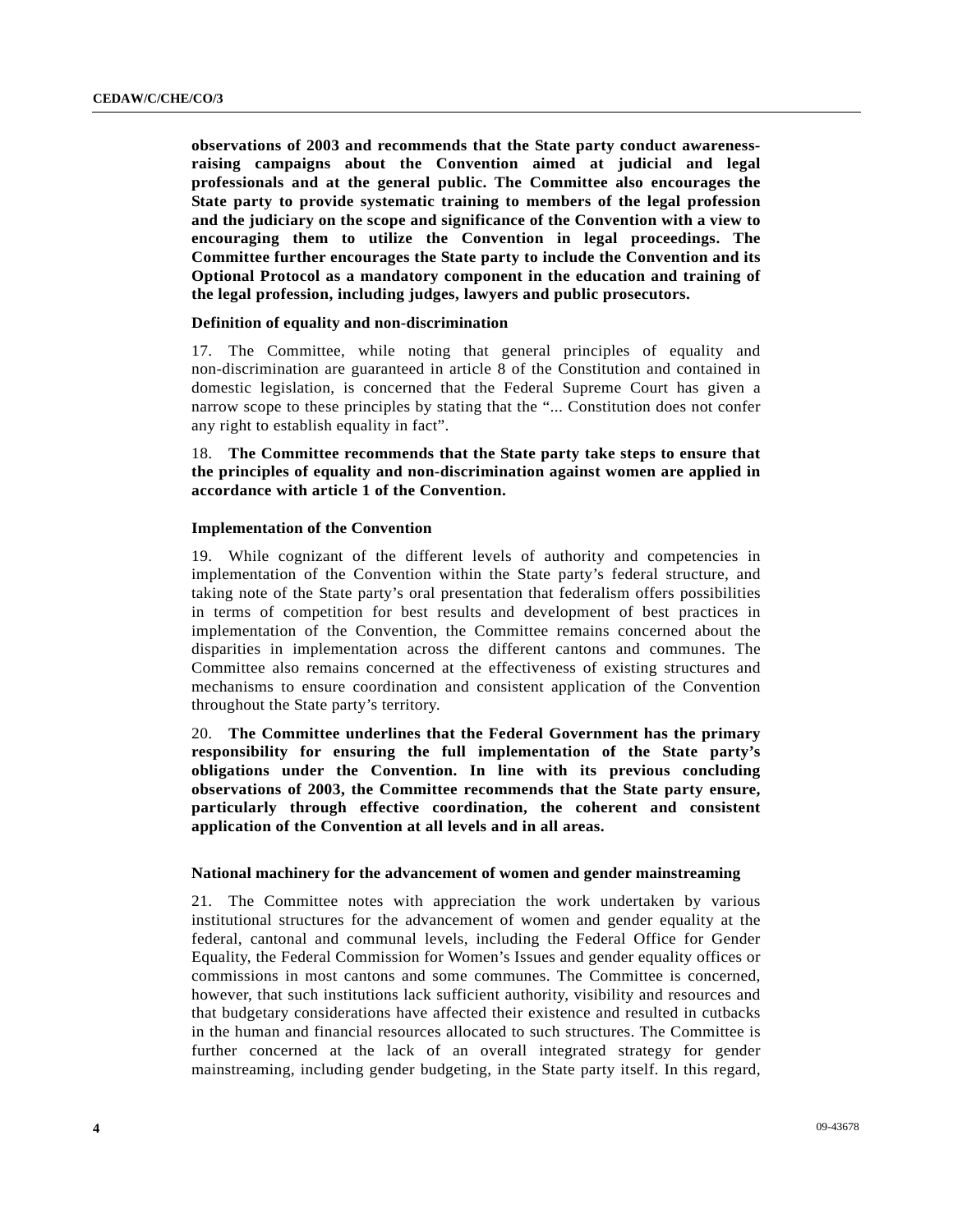**observations of 2003 and recommends that the State party conduct awareness-raising campaigns about the Convention aimed at judicial and legal professionals and at the general public. The Committee also encourages the State party to provide systematic training to members of the legal profession and the judiciary on the scope and significance of the Convention with a view to encouraging them to utilize the Convention in legal proceedings. The Committee further encourages the State party to include the Convention and its Optional Protocol as a mandatory component in the education and training of the legal profession, including judges, lawyers and public prosecutors.**

**Definition of equality and non-discrimination**

17. The Committee, while noting that general principles of equality and non-discrimination are guaranteed in article 8 of the Constitution and contained in domestic legislation, is concerned that the Federal Supreme Court has given a narrow scope to these principles by stating that the "... Constitution does not confer any right to establish equality in fact".

18. **The Committee recommends that the State party take steps to ensure that the principles of equality and non-discrimination against women are applied in accordance with article 1 of the Convention.**

**Implementation of the Convention**

19. While cognizant of the different levels of authority and competencies in implementation of the Convention within the State party's federal structure, and taking note of the State party's oral presentation that federalism offers possibilities in terms of competition for best results and development of best practices in implementation of the Convention, the Committee remains concerned about the disparities in implementation across the different cantons and communes. The Committee also remains concerned at the effectiveness of existing structures and mechanisms to ensure coordination and consistent application of the Convention throughout the State party's territory.

20. **The Committee underlines that the Federal Government has the primary responsibility for ensuring the full implementation of the State party's obligations under the Convention. In line with its previous concluding observations of 2003, the Committee recommends that the State party ensure, particularly through effective coordination, the coherent and consistent application of the Convention at all levels and in all areas.**

**National machinery for the advancement of women and gender mainstreaming**

21. The Committee notes with appreciation the work undertaken by various institutional structures for the advancement of women and gender equality at the federal, cantonal and communal levels, including the Federal Office for Gender Equality, the Federal Commission for Women's Issues and gender equality offices or commissions in most cantons and some communes. The Committee is concerned, however, that such institutions lack sufficient authority, visibility and resources and that budgetary considerations have affected their existence and resulted in cutbacks in the human and financial resources allocated to such structures. The Committee is further concerned at the lack of an overall integrated strategy for gender mainstreaming, including gender budgeting, in the State party itself. In this regard,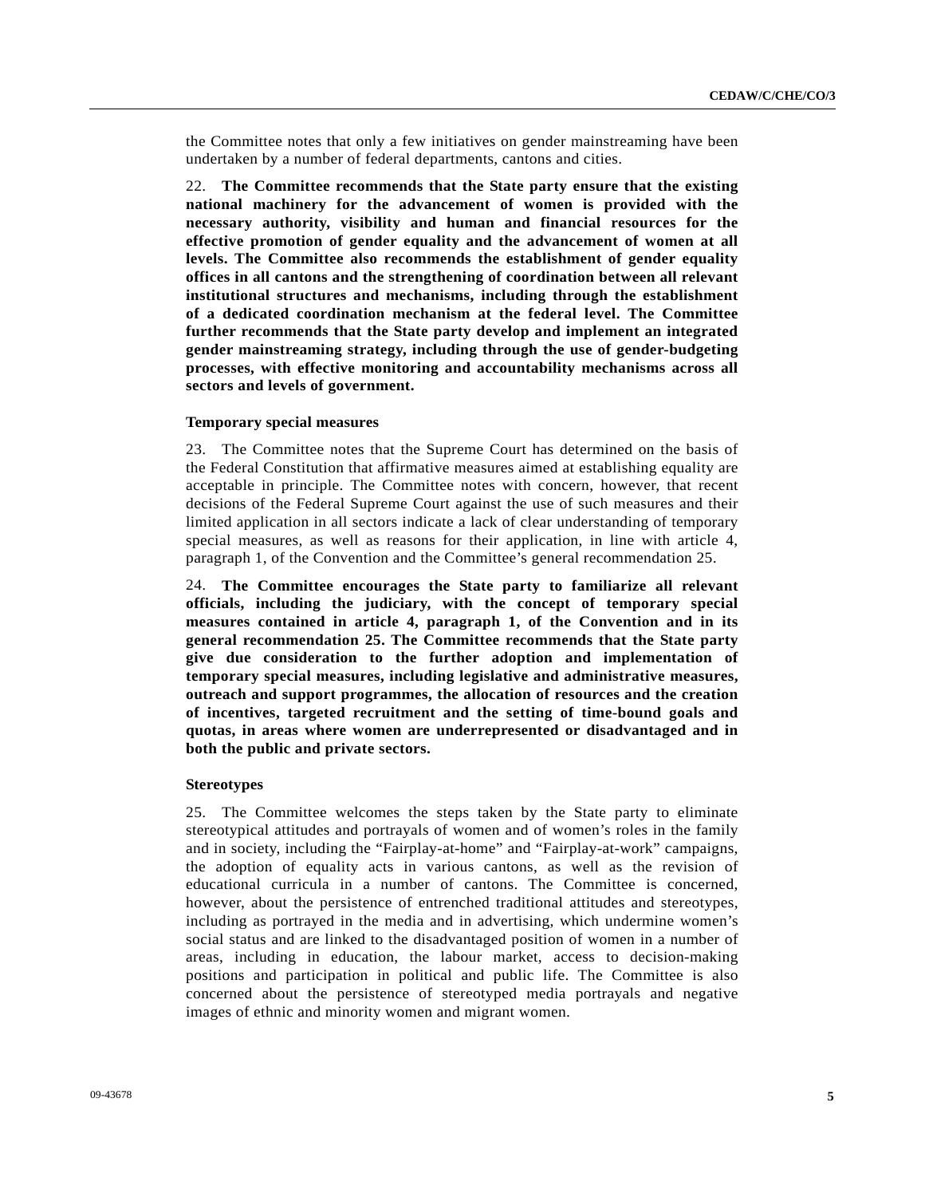the Committee notes that only a few initiatives on gender mainstreaming have been undertaken by a number of federal departments, cantons and cities.

22. **The Committee recommends that the State party ensure that the existing national machinery for the advancement of women is provided with the necessary authority, visibility and human and financial resources for the effective promotion of gender equality and the advancement of women at all levels. The Committee also recommends the establishment of gender equality offices in all cantons and the strengthening of coordination between all relevant institutional structures and mechanisms, including through the establishment of a dedicated coordination mechanism at the federal level. The Committee further recommends that the State party develop and implement an integrated gender mainstreaming strategy, including through the use of gender-budgeting processes, with effective monitoring and accountability mechanisms across all sectors and levels of government.**

#### Temporary special measures

23. The Committee notes that the Supreme Court has determined on the basis of the Federal Constitution that affirmative measures aimed at establishing equality are acceptable in principle. The Committee notes with concern, however, that recent decisions of the Federal Supreme Court against the use of such measures and their limited application in all sectors indicate a lack of clear understanding of temporary special measures, as well as reasons for their application, in line with article 4, paragraph 1, of the Convention and the Committee's general recommendation 25.

24. **The Committee encourages the State party to familiarize all relevant officials, including the judiciary, with the concept of temporary special measures contained in article 4, paragraph 1, of the Convention and in its general recommendation 25. The Committee recommends that the State party give due consideration to the further adoption and implementation of temporary special measures, including legislative and administrative measures, outreach and support programmes, the allocation of resources and the creation of incentives, targeted recruitment and the setting of time-bound goals and quotas, in areas where women are underrepresented or disadvantaged and in both the public and private sectors.**

#### Stereotypes

25. The Committee welcomes the steps taken by the State party to eliminate stereotypical attitudes and portrayals of women and of women's roles in the family and in society, including the "Fairplay-at-home" and "Fairplay-at-work" campaigns, the adoption of equality acts in various cantons, as well as the revision of educational curricula in a number of cantons. The Committee is concerned, however, about the persistence of entrenched traditional attitudes and stereotypes, including as portrayed in the media and in advertising, which undermine women's social status and are linked to the disadvantaged position of women in a number of areas, including in education, the labour market, access to decision-making positions and participation in political and public life. The Committee is also concerned about the persistence of stereotyped media portrayals and negative images of ethnic and minority women and migrant women.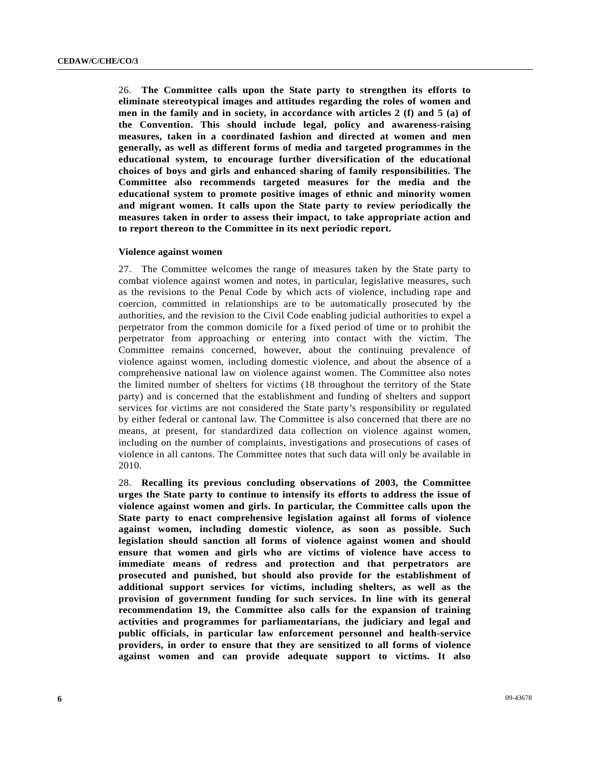26. **The Committee calls upon the State party to strengthen its efforts to eliminate stereotypical images and attitudes regarding the roles of women and men in the family and in society, in accordance with articles 2 (f) and 5 (a) of the Convention. This should include legal, policy and awareness-raising measures, taken in a coordinated fashion and directed at women and men generally, as well as different forms of media and targeted programmes in the educational system, to encourage further diversification of the educational choices of boys and girls and enhanced sharing of family responsibilities. The Committee also recommends targeted measures for the media and the educational system to promote positive images of ethnic and minority women and migrant women. It calls upon the State party to review periodically the measures taken in order to assess their impact, to take appropriate action and to report thereon to the Committee in its next periodic report.**

**Violence against women**

27. The Committee welcomes the range of measures taken by the State party to combat violence against women and notes, in particular, legislative measures, such as the revisions to the Penal Code by which acts of violence, including rape and coercion, committed in relationships are to be automatically prosecuted by the authorities, and the revision to the Civil Code enabling judicial authorities to expel a perpetrator from the common domicile for a fixed period of time or to prohibit the perpetrator from approaching or entering into contact with the victim. The Committee remains concerned, however, about the continuing prevalence of violence against women, including domestic violence, and about the absence of a comprehensive national law on violence against women. The Committee also notes the limited number of shelters for victims (18 throughout the territory of the State party) and is concerned that the establishment and funding of shelters and support services for victims are not considered the State party's responsibility or regulated by either federal or cantonal law. The Committee is also concerned that there are no means, at present, for standardized data collection on violence against women, including on the number of complaints, investigations and prosecutions of cases of violence in all cantons. The Committee notes that such data will only be available in 2010.

28. **Recalling its previous concluding observations of 2003, the Committee urges the State party to continue to intensify its efforts to address the issue of violence against women and girls. In particular, the Committee calls upon the State party to enact comprehensive legislation against all forms of violence against women, including domestic violence, as soon as possible. Such legislation should sanction all forms of violence against women and should ensure that women and girls who are victims of violence have access to immediate means of redress and protection and that perpetrators are prosecuted and punished, but should also provide for the establishment of additional support services for victims, including shelters, as well as the provision of government funding for such services. In line with its general recommendation 19, the Committee also calls for the expansion of training activities and programmes for parliamentarians, the judiciary and legal and public officials, in particular law enforcement personnel and health-service providers, in order to ensure that they are sensitized to all forms of violence against women and can provide adequate support to victims. It also**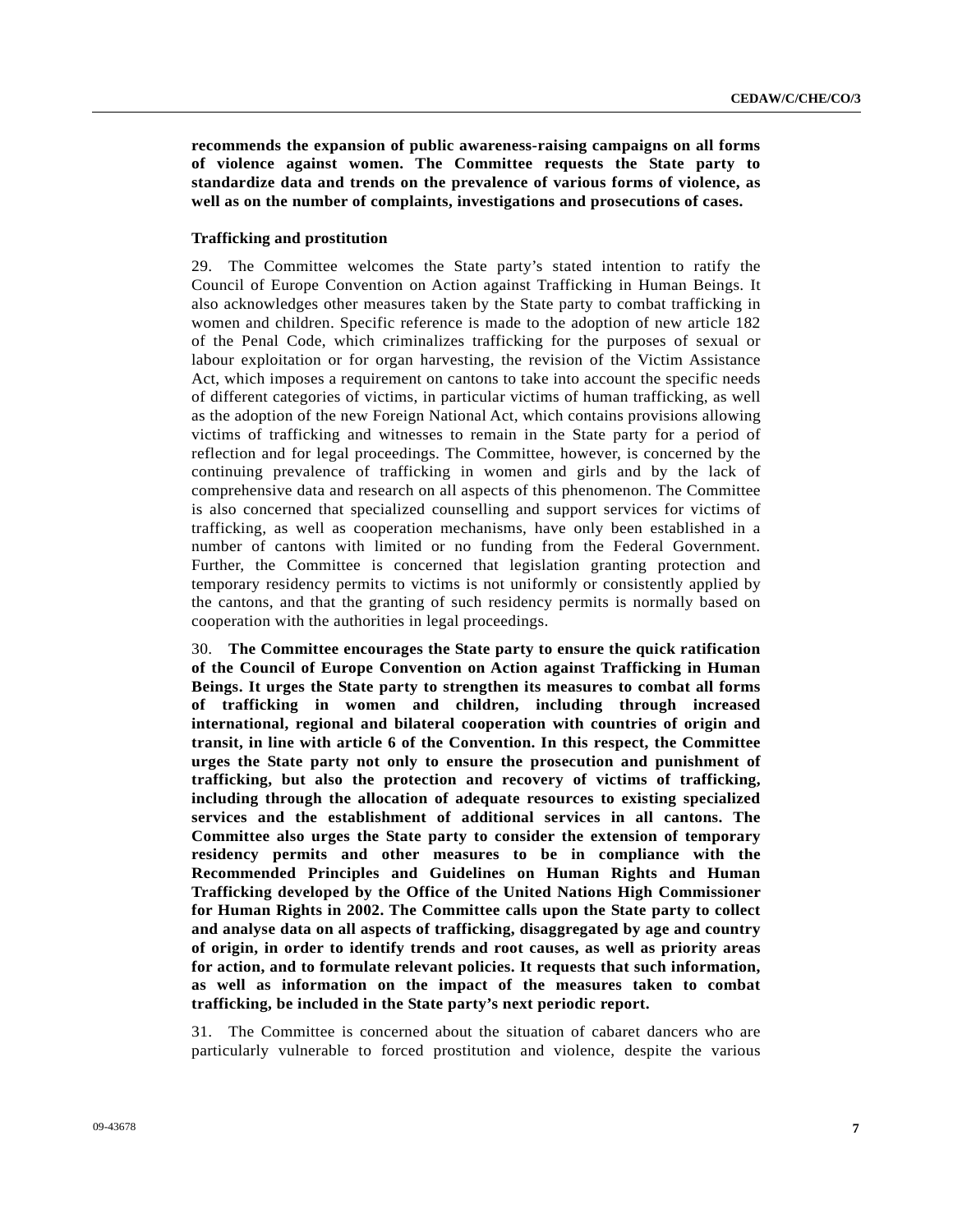**recommends the expansion of public awareness-raising campaigns on all forms of violence against women. The Committee requests the State party to standardize data and trends on the prevalence of various forms of violence, as well as on the number of complaints, investigations and prosecutions of cases.**

### Trafficking and prostitution

29. The Committee welcomes the State party's stated intention to ratify the Council of Europe Convention on Action against Trafficking in Human Beings. It also acknowledges other measures taken by the State party to combat trafficking in women and children. Specific reference is made to the adoption of new article 182 of the Penal Code, which criminalizes trafficking for the purposes of sexual or labour exploitation or for organ harvesting, the revision of the Victim Assistance Act, which imposes a requirement on cantons to take into account the specific needs of different categories of victims, in particular victims of human trafficking, as well as the adoption of the new Foreign National Act, which contains provisions allowing victims of trafficking and witnesses to remain in the State party for a period of reflection and for legal proceedings. The Committee, however, is concerned by the continuing prevalence of trafficking in women and girls and by the lack of comprehensive data and research on all aspects of this phenomenon. The Committee is also concerned that specialized counselling and support services for victims of trafficking, as well as cooperation mechanisms, have only been established in a number of cantons with limited or no funding from the Federal Government. Further, the Committee is concerned that legislation granting protection and temporary residency permits to victims is not uniformly or consistently applied by the cantons, and that the granting of such residency permits is normally based on cooperation with the authorities in legal proceedings.

30. **The Committee encourages the State party to ensure the quick ratification of the Council of Europe Convention on Action against Trafficking in Human Beings. It urges the State party to strengthen its measures to combat all forms of trafficking in women and children, including through increased international, regional and bilateral cooperation with countries of origin and transit, in line with article 6 of the Convention. In this respect, the Committee urges the State party not only to ensure the prosecution and punishment of trafficking, but also the protection and recovery of victims of trafficking, including through the allocation of adequate resources to existing specialized services and the establishment of additional services in all cantons. The Committee also urges the State party to consider the extension of temporary residency permits and other measures to be in compliance with the Recommended Principles and Guidelines on Human Rights and Human Trafficking developed by the Office of the United Nations High Commissioner for Human Rights in 2002. The Committee calls upon the State party to collect and analyse data on all aspects of trafficking, disaggregated by age and country of origin, in order to identify trends and root causes, as well as priority areas for action, and to formulate relevant policies. It requests that such information, as well as information on the impact of the measures taken to combat trafficking, be included in the State party's next periodic report.**

31. The Committee is concerned about the situation of cabaret dancers who are particularly vulnerable to forced prostitution and violence, despite the various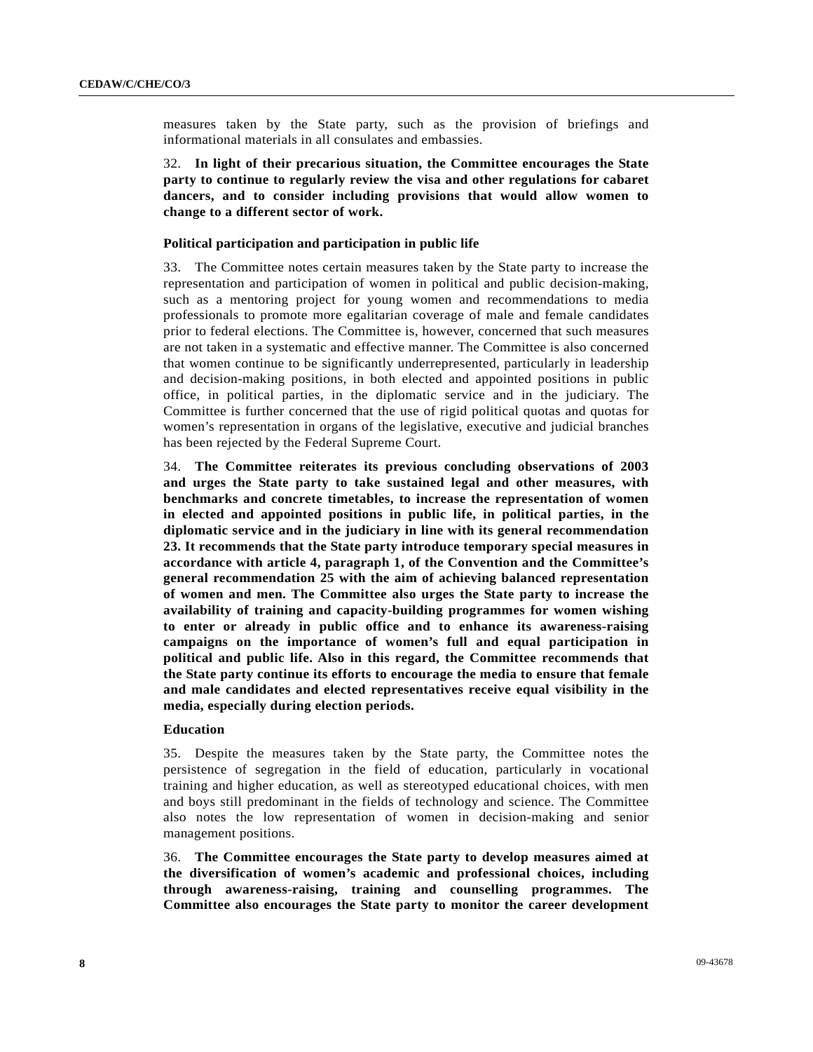measures taken by the State party, such as the provision of briefings and informational materials in all consulates and embassies.

32. **In light of their precarious situation, the Committee encourages the State party to continue to regularly review the visa and other regulations for cabaret dancers, and to consider including provisions that would allow women to change to a different sector of work.**

### Political participation and participation in public life

33. The Committee notes certain measures taken by the State party to increase the representation and participation of women in political and public decision-making, such as a mentoring project for young women and recommendations to media professionals to promote more egalitarian coverage of male and female candidates prior to federal elections. The Committee is, however, concerned that such measures are not taken in a systematic and effective manner. The Committee is also concerned that women continue to be significantly underrepresented, particularly in leadership and decision-making positions, in both elected and appointed positions in public office, in political parties, in the diplomatic service and in the judiciary. The Committee is further concerned that the use of rigid political quotas and quotas for women's representation in organs of the legislative, executive and judicial branches has been rejected by the Federal Supreme Court.

34. **The Committee reiterates its previous concluding observations of 2003 and urges the State party to take sustained legal and other measures, with benchmarks and concrete timetables, to increase the representation of women in elected and appointed positions in public life, in political parties, in the diplomatic service and in the judiciary in line with its general recommendation 23. It recommends that the State party introduce temporary special measures in accordance with article 4, paragraph 1, of the Convention and the Committee's general recommendation 25 with the aim of achieving balanced representation of women and men. The Committee also urges the State party to increase the availability of training and capacity-building programmes for women wishing to enter or already in public office and to enhance its awareness-raising campaigns on the importance of women's full and equal participation in political and public life. Also in this regard, the Committee recommends that the State party continue its efforts to encourage the media to ensure that female and male candidates and elected representatives receive equal visibility in the media, especially during election periods.**

### Education

35. Despite the measures taken by the State party, the Committee notes the persistence of segregation in the field of education, particularly in vocational training and higher education, as well as stereotyped educational choices, with men and boys still predominant in the fields of technology and science. The Committee also notes the low representation of women in decision-making and senior management positions.

36. **The Committee encourages the State party to develop measures aimed at the diversification of women's academic and professional choices, including through awareness-raising, training and counselling programmes. The Committee also encourages the State party to monitor the career development**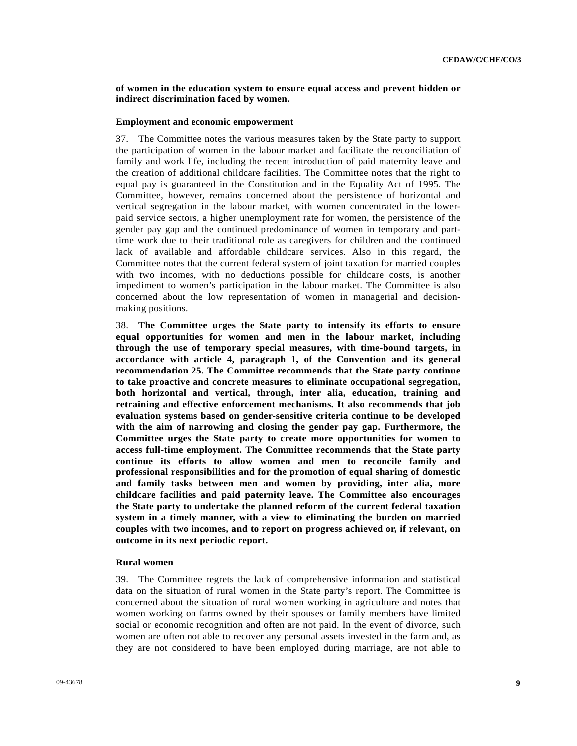**of women in the education system to ensure equal access and prevent hidden or indirect discrimination faced by women.**

### Employment and economic empowerment

37. The Committee notes the various measures taken by the State party to support the participation of women in the labour market and facilitate the reconciliation of family and work life, including the recent introduction of paid maternity leave and the creation of additional childcare facilities. The Committee notes that the right to equal pay is guaranteed in the Constitution and in the Equality Act of 1995. The Committee, however, remains concerned about the persistence of horizontal and vertical segregation in the labour market, with women concentrated in the lower-paid service sectors, a higher unemployment rate for women, the persistence of the gender pay gap and the continued predominance of women in temporary and part-time work due to their traditional role as caregivers for children and the continued lack of available and affordable childcare services. Also in this regard, the Committee notes that the current federal system of joint taxation for married couples with two incomes, with no deductions possible for childcare costs, is another impediment to women's participation in the labour market. The Committee is also concerned about the low representation of women in managerial and decision-making positions.

38. **The Committee urges the State party to intensify its efforts to ensure equal opportunities for women and men in the labour market, including through the use of temporary special measures, with time-bound targets, in accordance with article 4, paragraph 1, of the Convention and its general recommendation 25. The Committee recommends that the State party continue to take proactive and concrete measures to eliminate occupational segregation, both horizontal and vertical, through, inter alia, education, training and retraining and effective enforcement mechanisms. It also recommends that job evaluation systems based on gender-sensitive criteria continue to be developed with the aim of narrowing and closing the gender pay gap. Furthermore, the Committee urges the State party to create more opportunities for women to access full-time employment. The Committee recommends that the State party continue its efforts to allow women and men to reconcile family and professional responsibilities and for the promotion of equal sharing of domestic and family tasks between men and women by providing, inter alia, more childcare facilities and paid paternity leave. The Committee also encourages the State party to undertake the planned reform of the current federal taxation system in a timely manner, with a view to eliminating the burden on married couples with two incomes, and to report on progress achieved or, if relevant, on outcome in its next periodic report.**

### Rural women

39. The Committee regrets the lack of comprehensive information and statistical data on the situation of rural women in the State party's report. The Committee is concerned about the situation of rural women working in agriculture and notes that women working on farms owned by their spouses or family members have limited social or economic recognition and often are not paid. In the event of divorce, such women are often not able to recover any personal assets invested in the farm and, as they are not considered to have been employed during marriage, are not able to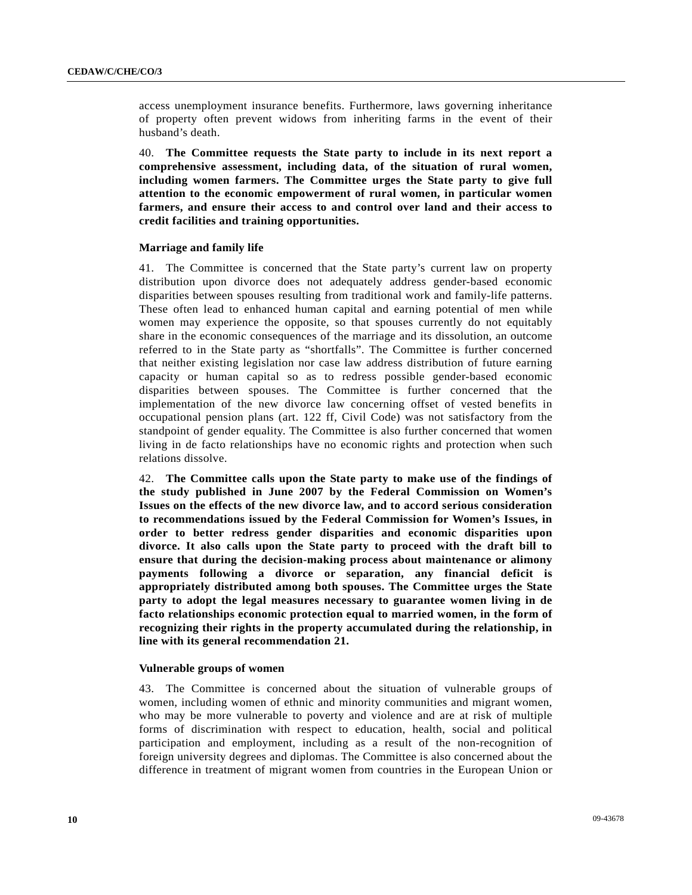access unemployment insurance benefits. Furthermore, laws governing inheritance of property often prevent widows from inheriting farms in the event of their husband's death.

40. **The Committee requests the State party to include in its next report a comprehensive assessment, including data, of the situation of rural women, including women farmers. The Committee urges the State party to give full attention to the economic empowerment of rural women, in particular women farmers, and ensure their access to and control over land and their access to credit facilities and training opportunities.**

### Marriage and family life

41. The Committee is concerned that the State party's current law on property distribution upon divorce does not adequately address gender-based economic disparities between spouses resulting from traditional work and family-life patterns. These often lead to enhanced human capital and earning potential of men while women may experience the opposite, so that spouses currently do not equitably share in the economic consequences of the marriage and its dissolution, an outcome referred to in the State party as "shortfalls". The Committee is further concerned that neither existing legislation nor case law address distribution of future earning capacity or human capital so as to redress possible gender-based economic disparities between spouses. The Committee is further concerned that the implementation of the new divorce law concerning offset of vested benefits in occupational pension plans (art. 122 ff, Civil Code) was not satisfactory from the standpoint of gender equality. The Committee is also further concerned that women living in de facto relationships have no economic rights and protection when such relations dissolve.

42. **The Committee calls upon the State party to make use of the findings of the study published in June 2007 by the Federal Commission on Women's Issues on the effects of the new divorce law, and to accord serious consideration to recommendations issued by the Federal Commission for Women's Issues, in order to better redress gender disparities and economic disparities upon divorce. It also calls upon the State party to proceed with the draft bill to ensure that during the decision-making process about maintenance or alimony payments following a divorce or separation, any financial deficit is appropriately distributed among both spouses. The Committee urges the State party to adopt the legal measures necessary to guarantee women living in de facto relationships economic protection equal to married women, in the form of recognizing their rights in the property accumulated during the relationship, in line with its general recommendation 21.**

### Vulnerable groups of women

43. The Committee is concerned about the situation of vulnerable groups of women, including women of ethnic and minority communities and migrant women, who may be more vulnerable to poverty and violence and are at risk of multiple forms of discrimination with respect to education, health, social and political participation and employment, including as a result of the non-recognition of foreign university degrees and diplomas. The Committee is also concerned about the difference in treatment of migrant women from countries in the European Union or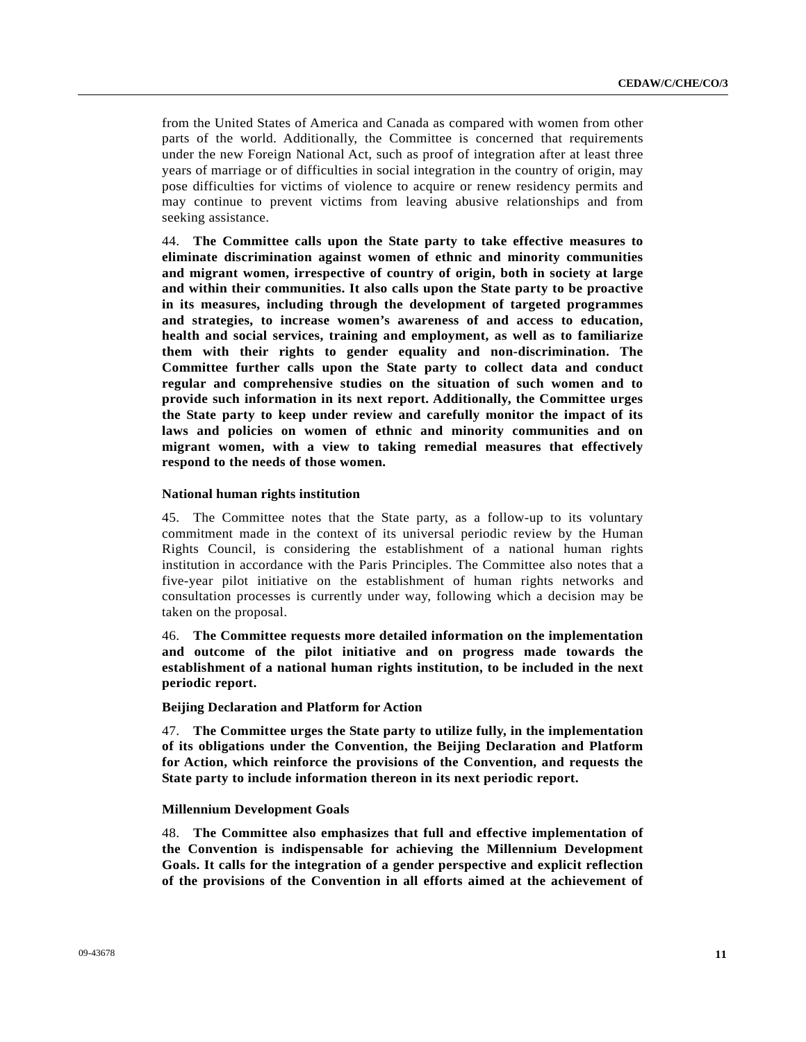from the United States of America and Canada as compared with women from other parts of the world. Additionally, the Committee is concerned that requirements under the new Foreign National Act, such as proof of integration after at least three years of marriage or of difficulties in social integration in the country of origin, may pose difficulties for victims of violence to acquire or renew residency permits and may continue to prevent victims from leaving abusive relationships and from seeking assistance.

44. **The Committee calls upon the State party to take effective measures to eliminate discrimination against women of ethnic and minority communities and migrant women, irrespective of country of origin, both in society at large and within their communities. It also calls upon the State party to be proactive in its measures, including through the development of targeted programmes and strategies, to increase women's awareness of and access to education, health and social services, training and employment, as well as to familiarize them with their rights to gender equality and non-discrimination. The Committee further calls upon the State party to collect data and conduct regular and comprehensive studies on the situation of such women and to provide such information in its next report. Additionally, the Committee urges the State party to keep under review and carefully monitor the impact of its laws and policies on women of ethnic and minority communities and on migrant women, with a view to taking remedial measures that effectively respond to the needs of those women.**

### National human rights institution

45. The Committee notes that the State party, as a follow-up to its voluntary commitment made in the context of its universal periodic review by the Human Rights Council, is considering the establishment of a national human rights institution in accordance with the Paris Principles. The Committee also notes that a five-year pilot initiative on the establishment of human rights networks and consultation processes is currently under way, following which a decision may be taken on the proposal.

46. **The Committee requests more detailed information on the implementation and outcome of the pilot initiative and on progress made towards the establishment of a national human rights institution, to be included in the next periodic report.**

### Beijing Declaration and Platform for Action

47. **The Committee urges the State party to utilize fully, in the implementation of its obligations under the Convention, the Beijing Declaration and Platform for Action, which reinforce the provisions of the Convention, and requests the State party to include information thereon in its next periodic report.**

### Millennium Development Goals

48. **The Committee also emphasizes that full and effective implementation of the Convention is indispensable for achieving the Millennium Development Goals. It calls for the integration of a gender perspective and explicit reflection of the provisions of the Convention in all efforts aimed at the achievement of**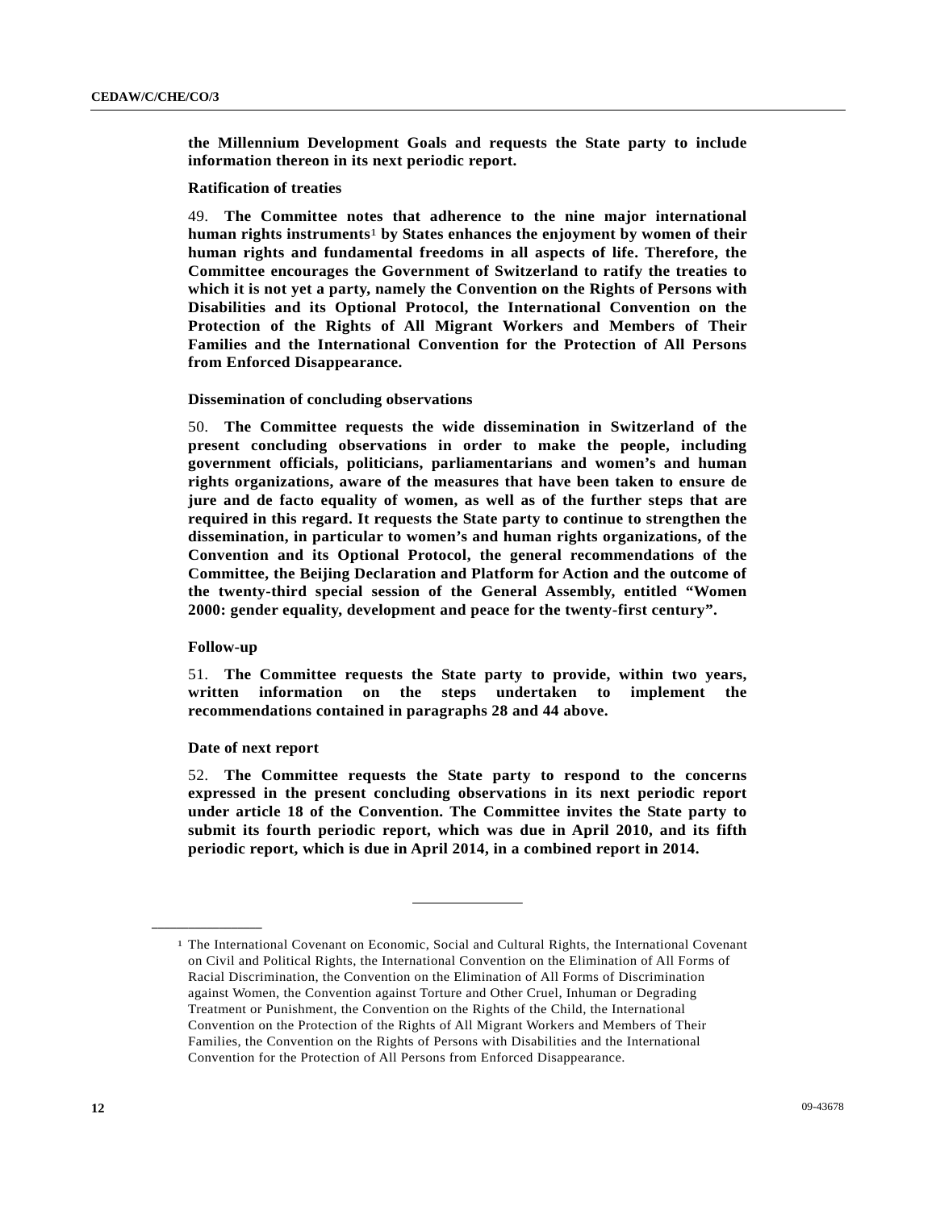**the Millennium Development Goals and requests the State party to include information thereon in its next periodic report.**

### Ratification of treaties

49. **The Committee notes that adherence to the nine major international human rights instruments[1] by States enhances the enjoyment by women of their human rights and fundamental freedoms in all aspects of life. Therefore, the Committee encourages the Government of Switzerland to ratify the treaties to which it is not yet a party, namely the Convention on the Rights of Persons with Disabilities and its Optional Protocol, the International Convention on the Protection of the Rights of All Migrant Workers and Members of Their Families and the International Convention for the Protection of All Persons from Enforced Disappearance.**

### Dissemination of concluding observations

50. **The Committee requests the wide dissemination in Switzerland of the present concluding observations in order to make the people, including government officials, politicians, parliamentarians and women's and human rights organizations, aware of the measures that have been taken to ensure de jure and de facto equality of women, as well as of the further steps that are required in this regard. It requests the State party to continue to strengthen the dissemination, in particular to women's and human rights organizations, of the Convention and its Optional Protocol, the general recommendations of the Committee, the Beijing Declaration and Platform for Action and the outcome of the twenty-third special session of the General Assembly, entitled "Women 2000: gender equality, development and peace for the twenty-first century".**

### Follow-up

51. **The Committee requests the State party to provide, within two years, written information on the steps undertaken to implement the recommendations contained in paragraphs 28 and 44 above.**

### Date of next report

52. **The Committee requests the State party to respond to the concerns expressed in the present concluding observations in its next periodic report under article 18 of the Convention. The Committee invites the State party to submit its fourth periodic report, which was due in April 2010, and its fifth periodic report, which is due in April 2014, in a combined report in 2014.**

---

[1] The International Covenant on Economic, Social and Cultural Rights, the International Covenant on Civil and Political Rights, the International Convention on the Elimination of All Forms of Racial Discrimination, the Convention on the Elimination of All Forms of Discrimination against Women, the Convention against Torture and Other Cruel, Inhuman or Degrading Treatment or Punishment, the Convention on the Rights of the Child, the International Convention on the Protection of the Rights of All Migrant Workers and Members of Their Families, the Convention on the Rights of Persons with Disabilities and the International Convention for the Protection of All Persons from Enforced Disappearance.